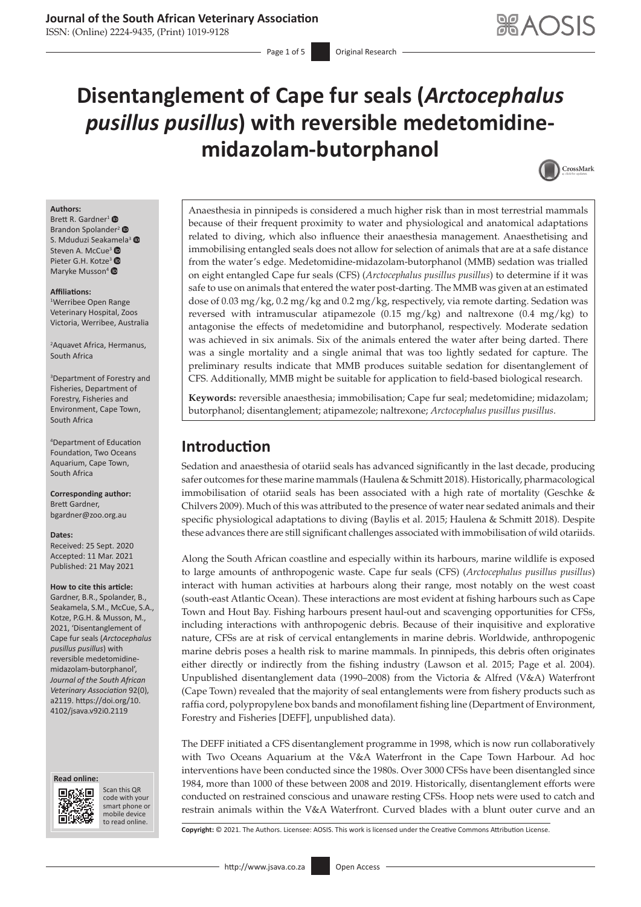# Disentanglement of Cape fur seals (*Arctocephalus pusillus pusillus*) with reversible medetomidine-midazolam-butorphanol

**Authors:**
Brett R. Gardner[1]
Brandon Spolander[2]
S. Mduduzi Seakamela[3]
Steven A. McCue[3]
Pieter G.H. Kotze[3]
Maryke Musson[4]

**Affiliations:**
[1]Werribee Open Range Veterinary Hospital, Zoos Victoria, Werribee, Australia

[2]Aquavet Africa, Hermanus, South Africa

[3]Department of Forestry and Fisheries, Department of Forestry, Fisheries and Environment, Cape Town, South Africa

[4]Department of Education Foundation, Two Oceans Aquarium, Cape Town, South Africa

**Corresponding author:**
Brett Gardner,
bgardner@zoo.org.au

**Dates:**
Received: 25 Sept. 2020
Accepted: 11 Mar. 2021
Published: 21 May 2021

**How to cite this article:**
Gardner, B.R., Spolander, B., Seakamela, S.M., McCue, S.A., Kotze, P.G.H. & Musson, M., 2021, 'Disentanglement of Cape fur seals (*Arctocephalus pusillus pusillus*) with reversible medetomidine-midazolam-butorphanol', *Journal of the South African Veterinary Association* 92(0), a2119. https://doi.org/10.4102/jsava.v92i0.2119

**Copyright:** © 2021. The Authors. Licensee: AOSIS. This work is licensed under the Creative Commons Attribution License.

Anaesthesia in pinnipeds is considered a much higher risk than in most terrestrial mammals because of their frequent proximity to water and physiological and anatomical adaptations related to diving, which also influence their anaesthesia management. Anaesthetising and immobilising entangled seals does not allow for selection of animals that are at a safe distance from the water's edge. Medetomidine-midazolam-butorphanol (MMB) sedation was trialled on eight entangled Cape fur seals (CFS) (*Arctocephalus pusillus pusillus*) to determine if it was safe to use on animals that entered the water post-darting. The MMB was given at an estimated dose of 0.03 mg/kg, 0.2 mg/kg and 0.2 mg/kg, respectively, via remote darting. Sedation was reversed with intramuscular atipamezole (0.15 mg/kg) and naltrexone (0.4 mg/kg) to antagonise the effects of medetomidine and butorphanol, respectively. Moderate sedation was achieved in six animals. Six of the animals entered the water after being darted. There was a single mortality and a single animal that was too lightly sedated for capture. The preliminary results indicate that MMB produces suitable sedation for disentanglement of CFS. Additionally, MMB might be suitable for application to field-based biological research.

**Keywords:** reversible anaesthesia; immobilisation; Cape fur seal; medetomidine; midazolam; butorphanol; disentanglement; atipamezole; naltrexone; *Arctocephalus pusillus pusillus*.

## Introduction

Sedation and anaesthesia of otariid seals has advanced significantly in the last decade, producing safer outcomes for these marine mammals (Haulena & Schmitt 2018). Historically, pharmacological immobilisation of otariid seals has been associated with a high rate of mortality (Geschke & Chilvers 2009). Much of this was attributed to the presence of water near sedated animals and their specific physiological adaptations to diving (Baylis et al. 2015; Haulena & Schmitt 2018). Despite these advances there are still significant challenges associated with immobilisation of wild otariids.

Along the South African coastline and especially within its harbours, marine wildlife is exposed to large amounts of anthropogenic waste. Cape fur seals (CFS) (*Arctocephalus pusillus pusillus*) interact with human activities at harbours along their range, most notably on the west coast (south-east Atlantic Ocean). These interactions are most evident at fishing harbours such as Cape Town and Hout Bay. Fishing harbours present haul-out and scavenging opportunities for CFSs, including interactions with anthropogenic debris. Because of their inquisitive and explorative nature, CFSs are at risk of cervical entanglements in marine debris. Worldwide, anthropogenic marine debris poses a health risk to marine mammals. In pinnipeds, this debris often originates either directly or indirectly from the fishing industry (Lawson et al. 2015; Page et al. 2004). Unpublished disentanglement data (1990–2008) from the Victoria & Alfred (V&A) Waterfront (Cape Town) revealed that the majority of seal entanglements were from fishery products such as raffia cord, polypropylene box bands and monofilament fishing line (Department of Environment, Forestry and Fisheries [DEFF], unpublished data).

The DEFF initiated a CFS disentanglement programme in 1998, which is now run collaboratively with Two Oceans Aquarium at the V&A Waterfront in the Cape Town Harbour. Ad hoc interventions have been conducted since the 1980s. Over 3000 CFSs have been disentangled since 1984, more than 1000 of these between 2008 and 2019. Historically, disentanglement efforts were conducted on restrained conscious and unaware resting CFSs. Hoop nets were used to catch and restrain animals within the V&A Waterfront. Curved blades with a blunt outer curve and an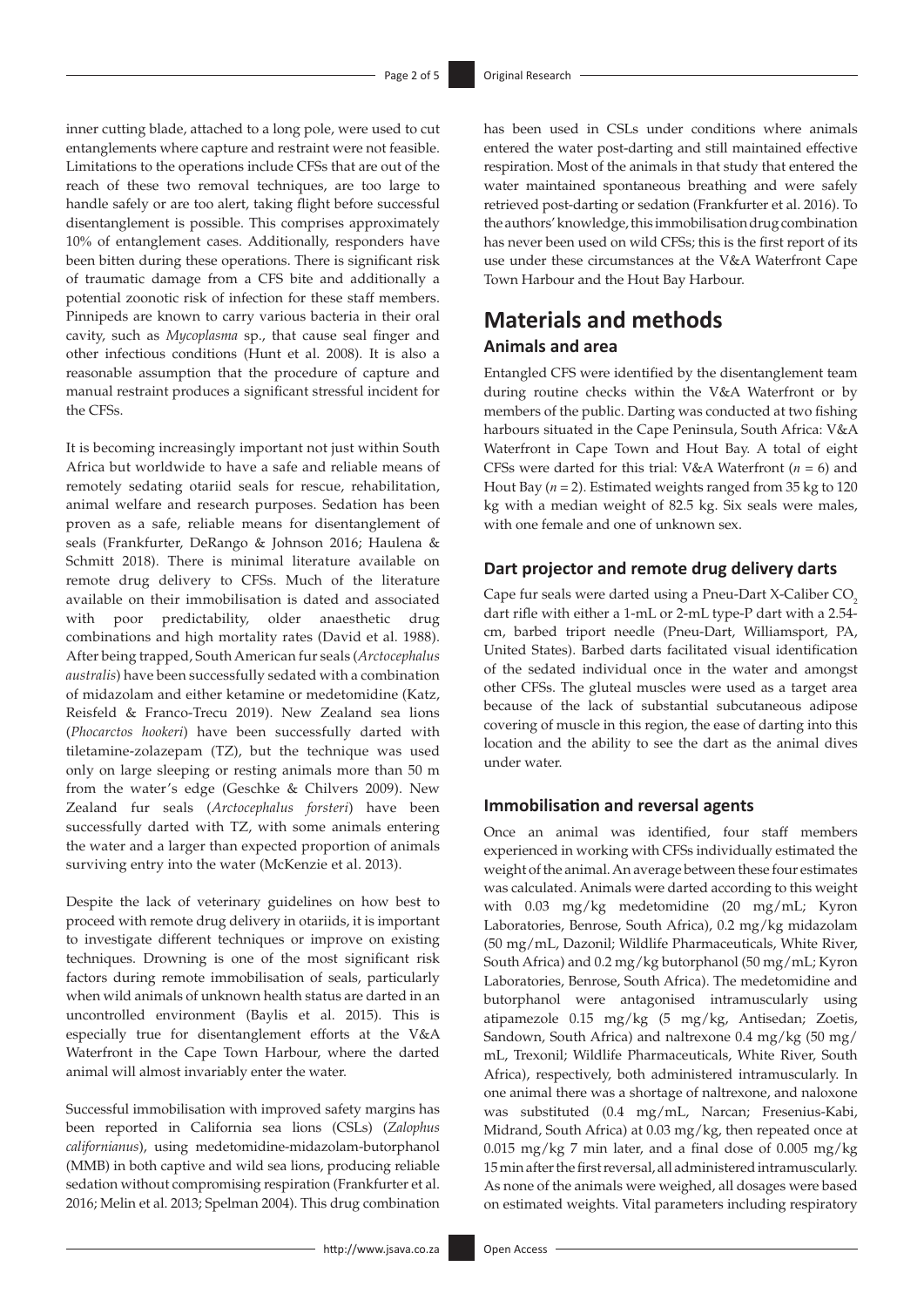inner cutting blade, attached to a long pole, were used to cut entanglements where capture and restraint were not feasible. Limitations to the operations include CFSs that are out of the reach of these two removal techniques, are too large to handle safely or are too alert, taking flight before successful disentanglement is possible. This comprises approximately 10% of entanglement cases. Additionally, responders have been bitten during these operations. There is significant risk of traumatic damage from a CFS bite and additionally a potential zoonotic risk of infection for these staff members. Pinnipeds are known to carry various bacteria in their oral cavity, such as *Mycoplasma* sp., that cause seal finger and other infectious conditions (Hunt et al. 2008). It is also a reasonable assumption that the procedure of capture and manual restraint produces a significant stressful incident for the CFSs.

It is becoming increasingly important not just within South Africa but worldwide to have a safe and reliable means of remotely sedating otariid seals for rescue, rehabilitation, animal welfare and research purposes. Sedation has been proven as a safe, reliable means for disentanglement of seals (Frankfurter, DeRango & Johnson 2016; Haulena & Schmitt 2018). There is minimal literature available on remote drug delivery to CFSs. Much of the literature available on their immobilisation is dated and associated with poor predictability, older anaesthetic drug combinations and high mortality rates (David et al. 1988). After being trapped, South American fur seals (*Arctocephalus australis*) have been successfully sedated with a combination of midazolam and either ketamine or medetomidine (Katz, Reisfeld & Franco-Trecu 2019). New Zealand sea lions (*Phocarctos hookeri*) have been successfully darted with tiletamine-zolazepam (TZ), but the technique was used only on large sleeping or resting animals more than 50 m from the water's edge (Geschke & Chilvers 2009). New Zealand fur seals (*Arctocephalus forsteri*) have been successfully darted with TZ, with some animals entering the water and a larger than expected proportion of animals surviving entry into the water (McKenzie et al. 2013).

Despite the lack of veterinary guidelines on how best to proceed with remote drug delivery in otariids, it is important to investigate different techniques or improve on existing techniques. Drowning is one of the most significant risk factors during remote immobilisation of seals, particularly when wild animals of unknown health status are darted in an uncontrolled environment (Baylis et al. 2015). This is especially true for disentanglement efforts at the V&A Waterfront in the Cape Town Harbour, where the darted animal will almost invariably enter the water.

Successful immobilisation with improved safety margins has been reported in California sea lions (CSLs) (*Zalophus californianus*), using medetomidine-midazolam-butorphanol (MMB) in both captive and wild sea lions, producing reliable sedation without compromising respiration (Frankfurter et al. 2016; Melin et al. 2013; Spelman 2004). This drug combination has been used in CSLs under conditions where animals entered the water post-darting and still maintained effective respiration. Most of the animals in that study that entered the water maintained spontaneous breathing and were safely retrieved post-darting or sedation (Frankfurter et al. 2016). To the authors' knowledge, this immobilisation drug combination has never been used on wild CFSs; this is the first report of its use under these circumstances at the V&A Waterfront Cape Town Harbour and the Hout Bay Harbour.

# Materials and methods

## Animals and area

Entangled CFS were identified by the disentanglement team during routine checks within the V&A Waterfront or by members of the public. Darting was conducted at two fishing harbours situated in the Cape Peninsula, South Africa: V&A Waterfront in Cape Town and Hout Bay. A total of eight CFSs were darted for this trial: V&A Waterfront ($n$ = 6) and Hout Bay ($n$ = 2). Estimated weights ranged from 35 kg to 120 kg with a median weight of 82.5 kg. Six seals were males, with one female and one of unknown sex.

## Dart projector and remote drug delivery darts

Cape fur seals were darted using a Pneu-Dart X-Caliber $CO_2$ dart rifle with either a 1-mL or 2-mL type-P dart with a 2.54-cm, barbed triport needle (Pneu-Dart, Williamsport, PA, United States). Barbed darts facilitated visual identification of the sedated individual once in the water and amongst other CFSs. The gluteal muscles were used as a target area because of the lack of substantial subcutaneous adipose covering of muscle in this region, the ease of darting into this location and the ability to see the dart as the animal dives under water.

## Immobilisation and reversal agents

Once an animal was identified, four staff members experienced in working with CFSs individually estimated the weight of the animal. An average between these four estimates was calculated. Animals were darted according to this weight with 0.03 mg/kg medetomidine (20 mg/mL; Kyron Laboratories, Benrose, South Africa), 0.2 mg/kg midazolam (50 mg/mL, Dazonil; Wildlife Pharmaceuticals, White River, South Africa) and 0.2 mg/kg butorphanol (50 mg/mL; Kyron Laboratories, Benrose, South Africa). The medetomidine and butorphanol were antagonised intramuscularly using atipamezole 0.15 mg/kg (5 mg/kg, Antisedan; Zoetis, Sandown, South Africa) and naltrexone 0.4 mg/kg (50 mg/mL, Trexonil; Wildlife Pharmaceuticals, White River, South Africa), respectively, both administered intramuscularly. In one animal there was a shortage of naltrexone, and naloxone was substituted (0.4 mg/mL, Narcan; Fresenius-Kabi, Midrand, South Africa) at 0.03 mg/kg, then repeated once at 0.015 mg/kg 7 min later, and a final dose of 0.005 mg/kg 15 min after the first reversal, all administered intramuscularly. As none of the animals were weighed, all dosages were based on estimated weights. Vital parameters including respiratory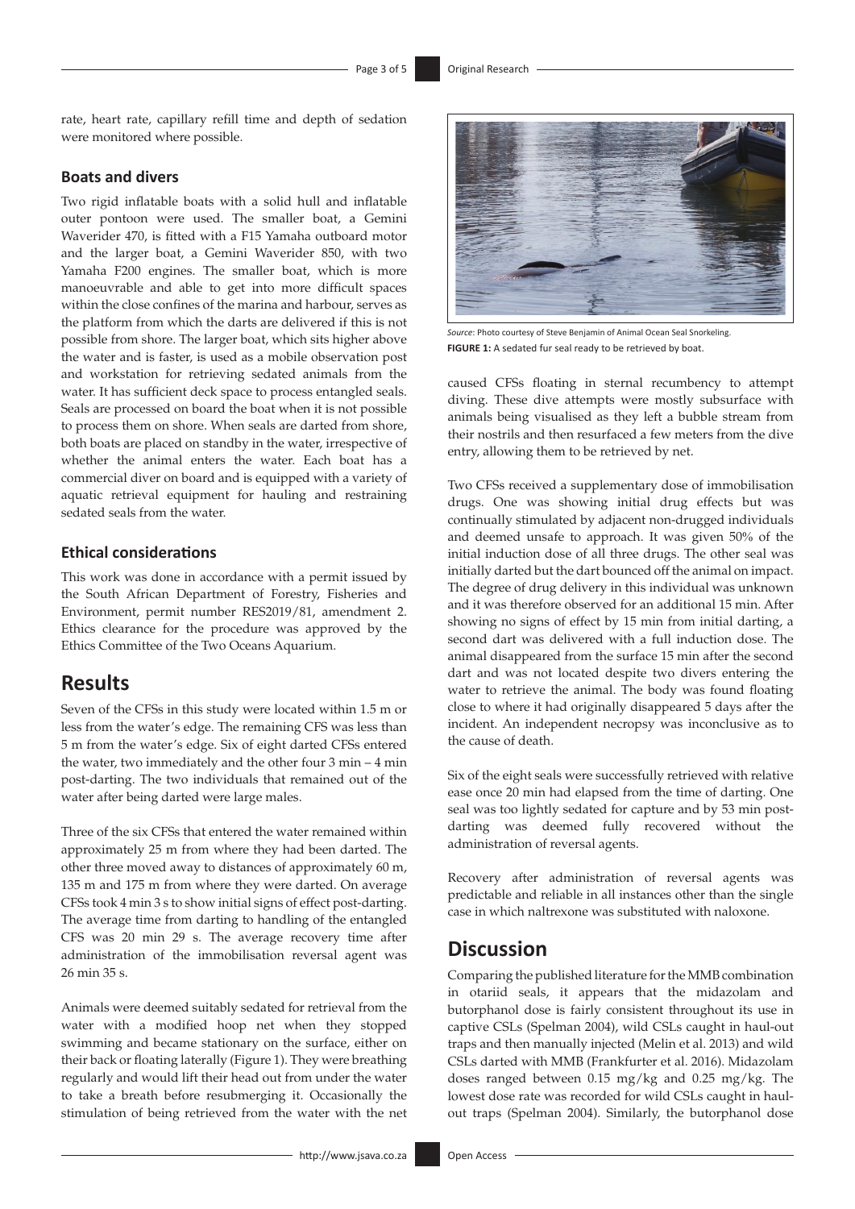rate, heart rate, capillary refill time and depth of sedation were monitored where possible.

### Boats and divers

Two rigid inflatable boats with a solid hull and inflatable outer pontoon were used. The smaller boat, a Gemini Waverider 470, is fitted with a F15 Yamaha outboard motor and the larger boat, a Gemini Waverider 850, with two Yamaha F200 engines. The smaller boat, which is more manoeuvrable and able to get into more difficult spaces within the close confines of the marina and harbour, serves as the platform from which the darts are delivered if this is not possible from shore. The larger boat, which sits higher above the water and is faster, is used as a mobile observation post and workstation for retrieving sedated animals from the water. It has sufficient deck space to process entangled seals. Seals are processed on board the boat when it is not possible to process them on shore. When seals are darted from shore, both boats are placed on standby in the water, irrespective of whether the animal enters the water. Each boat has a commercial diver on board and is equipped with a variety of aquatic retrieval equipment for hauling and restraining sedated seals from the water.

### Ethical considerations

This work was done in accordance with a permit issued by the South African Department of Forestry, Fisheries and Environment, permit number RES2019/81, amendment 2. Ethics clearance for the procedure was approved by the Ethics Committee of the Two Oceans Aquarium.

## Results

Seven of the CFSs in this study were located within 1.5 m or less from the water's edge. The remaining CFS was less than 5 m from the water's edge. Six of eight darted CFSs entered the water, two immediately and the other four 3 min – 4 min post-darting. The two individuals that remained out of the water after being darted were large males.

Three of the six CFSs that entered the water remained within approximately 25 m from where they had been darted. The other three moved away to distances of approximately 60 m, 135 m and 175 m from where they were darted. On average CFSs took 4 min 3 s to show initial signs of effect post-darting. The average time from darting to handling of the entangled CFS was 20 min 29 s. The average recovery time after administration of the immobilisation reversal agent was 26 min 35 s.

Animals were deemed suitably sedated for retrieval from the water with a modified hoop net when they stopped swimming and became stationary on the surface, either on their back or floating laterally (Figure 1). They were breathing regularly and would lift their head out from under the water to take a breath before resubmerging it. Occasionally the stimulation of being retrieved from the water with the net caused CFSs floating in sternal recumbency to attempt diving. These dive attempts were mostly subsurface with animals being visualised as they left a bubble stream from their nostrils and then resurfaced a few meters from the dive entry, allowing them to be retrieved by net.

*Source*: Photo courtesy of Steve Benjamin of Animal Ocean Seal Snorkeling.

**FIGURE 1:** A sedated fur seal ready to be retrieved by boat.

Two CFSs received a supplementary dose of immobilisation drugs. One was showing initial drug effects but was continually stimulated by adjacent non-drugged individuals and deemed unsafe to approach. It was given 50% of the initial induction dose of all three drugs. The other seal was initially darted but the dart bounced off the animal on impact. The degree of drug delivery in this individual was unknown and it was therefore observed for an additional 15 min. After showing no signs of effect by 15 min from initial darting, a second dart was delivered with a full induction dose. The animal disappeared from the surface 15 min after the second dart and was not located despite two divers entering the water to retrieve the animal. The body was found floating close to where it had originally disappeared 5 days after the incident. An independent necropsy was inconclusive as to the cause of death.

Six of the eight seals were successfully retrieved with relative ease once 20 min had elapsed from the time of darting. One seal was too lightly sedated for capture and by 53 min post-darting was deemed fully recovered without the administration of reversal agents.

Recovery after administration of reversal agents was predictable and reliable in all instances other than the single case in which naltrexone was substituted with naloxone.

## Discussion

Comparing the published literature for the MMB combination in otariid seals, it appears that the midazolam and butorphanol dose is fairly consistent throughout its use in captive CSLs (Spelman 2004), wild CSLs caught in haul-out traps and then manually injected (Melin et al. 2013) and wild CSLs darted with MMB (Frankfurter et al. 2016). Midazolam doses ranged between 0.15 mg/kg and 0.25 mg/kg. The lowest dose rate was recorded for wild CSLs caught in haul-out traps (Spelman 2004). Similarly, the butorphanol dose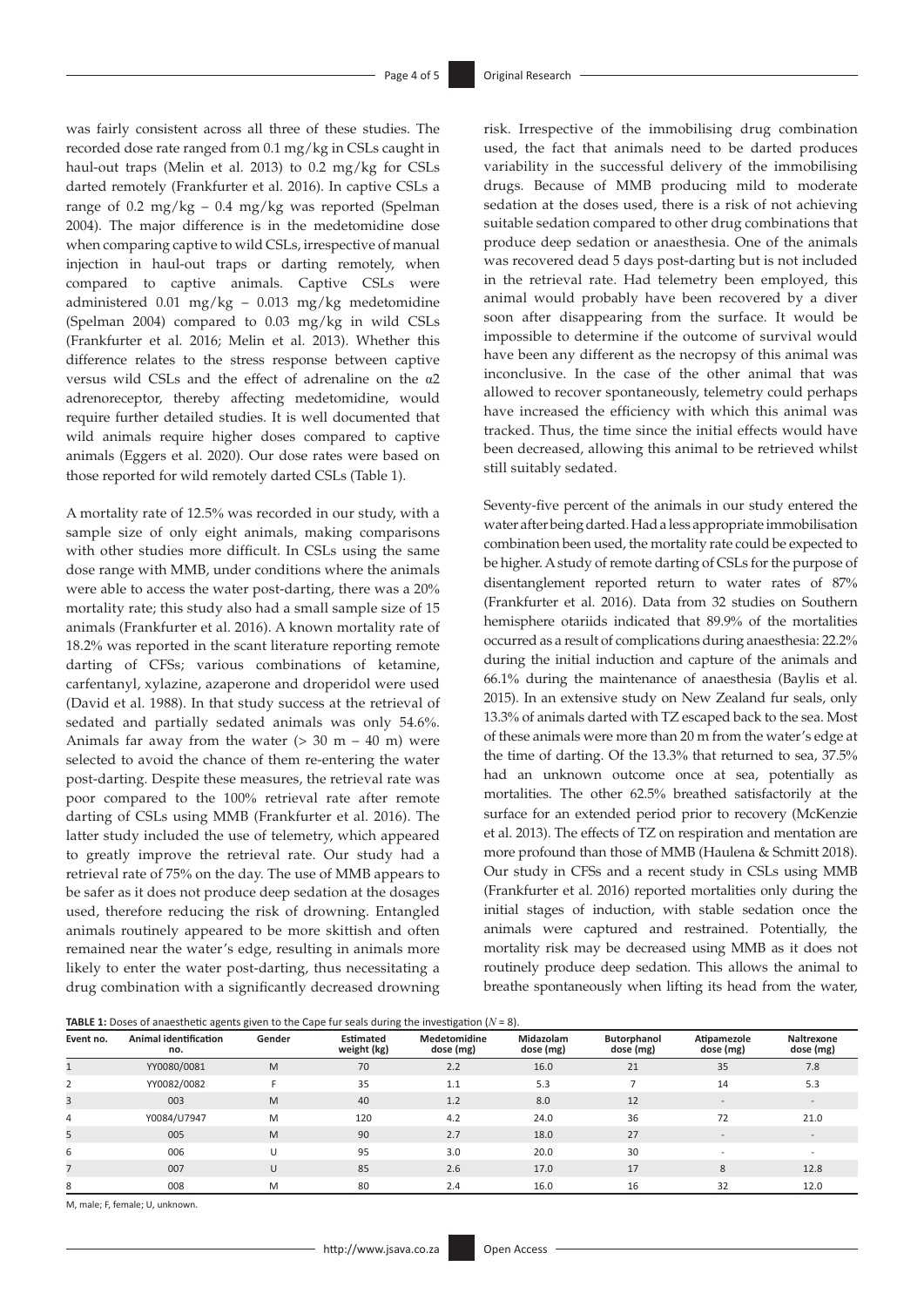was fairly consistent across all three of these studies. The recorded dose rate ranged from 0.1 mg/kg in CSLs caught in haul-out traps (Melin et al. 2013) to 0.2 mg/kg for CSLs darted remotely (Frankfurter et al. 2016). In captive CSLs a range of 0.2 mg/kg – 0.4 mg/kg was reported (Spelman 2004). The major difference is in the medetomidine dose when comparing captive to wild CSLs, irrespective of manual injection in haul-out traps or darting remotely, when compared to captive animals. Captive CSLs were administered 0.01 mg/kg – 0.013 mg/kg medetomidine (Spelman 2004) compared to 0.03 mg/kg in wild CSLs (Frankfurter et al. 2016; Melin et al. 2013). Whether this difference relates to the stress response between captive versus wild CSLs and the effect of adrenaline on the α2 adrenoreceptor, thereby affecting medetomidine, would require further detailed studies. It is well documented that wild animals require higher doses compared to captive animals (Eggers et al. 2020). Our dose rates were based on those reported for wild remotely darted CSLs (Table 1).

A mortality rate of 12.5% was recorded in our study, with a sample size of only eight animals, making comparisons with other studies more difficult. In CSLs using the same dose range with MMB, under conditions where the animals were able to access the water post-darting, there was a 20% mortality rate; this study also had a small sample size of 15 animals (Frankfurter et al. 2016). A known mortality rate of 18.2% was reported in the scant literature reporting remote darting of CFSs; various combinations of ketamine, carfentanyl, xylazine, azaperone and droperidol were used (David et al. 1988). In that study success at the retrieval of sedated and partially sedated animals was only 54.6%. Animals far away from the water (> 30 m – 40 m) were selected to avoid the chance of them re-entering the water post-darting. Despite these measures, the retrieval rate was poor compared to the 100% retrieval rate after remote darting of CSLs using MMB (Frankfurter et al. 2016). The latter study included the use of telemetry, which appeared to greatly improve the retrieval rate. Our study had a retrieval rate of 75% on the day. The use of MMB appears to be safer as it does not produce deep sedation at the dosages used, therefore reducing the risk of drowning. Entangled animals routinely appeared to be more skittish and often remained near the water's edge, resulting in animals more likely to enter the water post-darting, thus necessitating a drug combination with a significantly decreased drowning risk. Irrespective of the immobilising drug combination used, the fact that animals need to be darted produces variability in the successful delivery of the immobilising drugs. Because of MMB producing mild to moderate sedation at the doses used, there is a risk of not achieving suitable sedation compared to other drug combinations that produce deep sedation or anaesthesia. One of the animals was recovered dead 5 days post-darting but is not included in the retrieval rate. Had telemetry been employed, this animal would probably have been recovered by a diver soon after disappearing from the surface. It would be impossible to determine if the outcome of survival would have been any different as the necropsy of this animal was inconclusive. In the case of the other animal that was allowed to recover spontaneously, telemetry could perhaps have increased the efficiency with which this animal was tracked. Thus, the time since the initial effects would have been decreased, allowing this animal to be retrieved whilst still suitably sedated.

Seventy-five percent of the animals in our study entered the water after being darted. Had a less appropriate immobilisation combination been used, the mortality rate could be expected to be higher. A study of remote darting of CSLs for the purpose of disentanglement reported return to water rates of 87% (Frankfurter et al. 2016). Data from 32 studies on Southern hemisphere otariids indicated that 89.9% of the mortalities occurred as a result of complications during anaesthesia: 22.2% during the initial induction and capture of the animals and 66.1% during the maintenance of anaesthesia (Baylis et al. 2015). In an extensive study on New Zealand fur seals, only 13.3% of animals darted with TZ escaped back to the sea. Most of these animals were more than 20 m from the water's edge at the time of darting. Of the 13.3% that returned to sea, 37.5% had an unknown outcome once at sea, potentially as mortalities. The other 62.5% breathed satisfactorily at the surface for an extended period prior to recovery (McKenzie et al. 2013). The effects of TZ on respiration and mentation are more profound than those of MMB (Haulena & Schmitt 2018). Our study in CFSs and a recent study in CSLs using MMB (Frankfurter et al. 2016) reported mortalities only during the initial stages of induction, with stable sedation once the animals were captured and restrained. Potentially, the mortality risk may be decreased using MMB as it does not routinely produce deep sedation. This allows the animal to breathe spontaneously when lifting its head from the water,

**TABLE 1:** Doses of anaesthetic agents given to the Cape fur seals during the investigation ($N$ = 8).

| Event no. | Animal identification no. | Gender | Estimated weight (kg) | Medetomidine dose (mg) | Midazolam dose (mg) | Butorphanol dose (mg) | Atipamezole dose (mg) | Naltrexone dose (mg) |
|---|---|---|---|---|---|---|---|---|
| 1 | YY0080/0081 | M | 70 | 2.2 | 16.0 | 21 | 35 | 7.8 |
| 2 | YY0082/0082 | F | 35 | 1.1 | 5.3 | 7 | 14 | 5.3 |
| 3 | 003 | M | 40 | 1.2 | 8.0 | 12 | - | - |
| 4 | Y0084/U7947 | M | 120 | 4.2 | 24.0 | 36 | 72 | 21.0 |
| 5 | 005 | M | 90 | 2.7 | 18.0 | 27 | - | - |
| 6 | 006 | U | 95 | 3.0 | 20.0 | 30 | - | - |
| 7 | 007 | U | 85 | 2.6 | 17.0 | 17 | 8 | 12.8 |
| 8 | 008 | M | 80 | 2.4 | 16.0 | 16 | 32 | 12.0 |

M, male; F, female; U, unknown.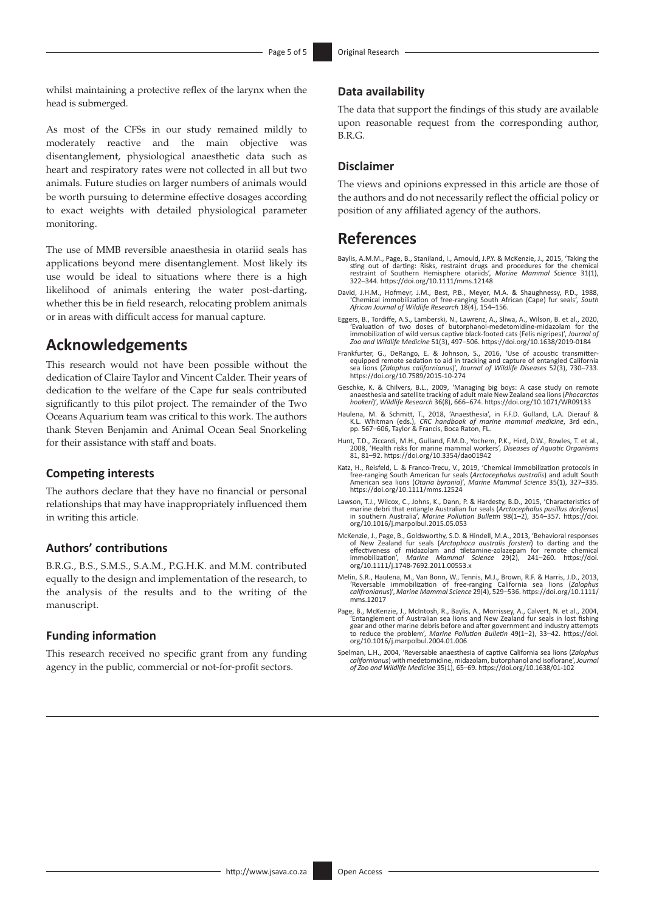whilst maintaining a protective reflex of the larynx when the head is submerged.

As most of the CFSs in our study remained mildly to moderately reactive and the main objective was disentanglement, physiological anaesthetic data such as heart and respiratory rates were not collected in all but two animals. Future studies on larger numbers of animals would be worth pursuing to determine effective dosages according to exact weights with detailed physiological parameter monitoring.

The use of MMB reversible anaesthesia in otariid seals has applications beyond mere disentanglement. Most likely its use would be ideal to situations where there is a high likelihood of animals entering the water post-darting, whether this be in field research, relocating problem animals or in areas with difficult access for manual capture.

# Acknowledgements

This research would not have been possible without the dedication of Claire Taylor and Vincent Calder. Their years of dedication to the welfare of the Cape fur seals contributed significantly to this pilot project. The remainder of the Two Oceans Aquarium team was critical to this work. The authors thank Steven Benjamin and Animal Ocean Seal Snorkeling for their assistance with staff and boats.

## Competing interests

The authors declare that they have no financial or personal relationships that may have inappropriately influenced them in writing this article.

## Authors' contributions

B.R.G., B.S., S.M.S., S.A.M., P.G.H.K. and M.M. contributed equally to the design and implementation of the research, to the analysis of the results and to the writing of the manuscript.

## Funding information

This research received no specific grant from any funding agency in the public, commercial or not-for-profit sectors.

## Data availability

The data that support the findings of this study are available upon reasonable request from the corresponding author, B.R.G.

## Disclaimer

The views and opinions expressed in this article are those of the authors and do not necessarily reflect the official policy or position of any affiliated agency of the authors.

# References

Baylis, A.M.M., Page, B., Staniland, I., Arnould, J.P.Y. & McKenzie, J., 2015, 'Taking the sting out of darting: Risks, restraint drugs and procedures for the chemical restraint of Southern Hemisphere otariids', *Marine Mammal Science* 31(1), 322–344. https://doi.org/10.1111/mms.12148

David, J.H.M., Hofmeyr, J.M., Best, P.B., Meyer, M.A. & Shaughnessy, P.D., 1988, 'Chemical immobilization of free-ranging South African (Cape) fur seals', *South African Journal of Wildlife Research* 18(4), 154–156.

Eggers, B., Tordiffe, A.S., Lamberski, N., Lawrenz, A., Sliwa, A., Wilson, B. et al., 2020, 'Evaluation of two doses of butorphanol-medetomidine-midazolam for the immobilization of wild versus captive black-footed cats (Felis nigripes)', *Journal of Zoo and Wildlife Medicine* 51(3), 497–506. https://doi.org/10.1638/2019-0184

Frankfurter, G., DeRango, E. & Johnson, S., 2016, 'Use of acoustic transmitter-equipped remote sedation to aid in tracking and capture of entangled California sea lions (*Zalophus californianus*)', *Journal of Wildlife Diseases* 52(3), 730–733. https://doi.org/10.7589/2015-10-274

Geschke, K. & Chilvers, B.L., 2009, 'Managing big boys: A case study on remote anaesthesia and satellite tracking of adult male New Zealand sea lions (*Phocarctos hookeri*)', *Wildlife Research* 36(8), 666–674. https://doi.org/10.1071/WR09133

Haulena, M. & Schmitt, T., 2018, 'Anaesthesia', in F.F.D. Gulland, L.A. Dierauf & K.L. Whitman (eds.), *CRC handbook of marine mammal medicine*, 3rd edn., pp. 567–606, Taylor & Francis, Boca Raton, FL.

Hunt, T.D., Ziccardi, M.H., Gulland, F.M.D., Yochem, P.K., Hird, D.W., Rowles, T. et al., 2008, 'Health risks for marine mammal workers', *Diseases of Aquatic Organisms* 81, 81–92. https://doi.org/10.3354/dao01942

Katz, H., Reisfeld, L. & Franco-Trecu, V., 2019, 'Chemical immobilization protocols in free-ranging South American fur seals (*Arctocephalus australis*) and adult South American sea lions (*Otaria byronia*)', *Marine Mammal Science* 35(1), 327–335. https://doi.org/10.1111/mms.12524

Lawson, T.J., Wilcox, C., Johns, K., Dann, P. & Hardesty, B.D., 2015, 'Characteristics of marine debri that entangle Australian fur seals (*Arctocephalus pusillus doriferus*) in southern Australia', *Marine Pollution Bulletin* 98(1–2), 354–357. https://doi.org/10.1016/j.marpolbul.2015.05.053

McKenzie, J., Page, B., Goldsworthy, S.D. & Hindell, M.A., 2013, 'Behavioral responses of New Zealand fur seals (*Arctophoca australis forsteri*) to darting and the effectiveness of midazolam and tiletamine-zolazepam for remote chemical immobilization', *Marine Mammal Science* 29(2), 241–260. https://doi.org/10.1111/j.1748-7692.2011.00553.x

Melin, S.R., Haulena, M., Van Bonn, W., Tennis, M.J., Brown, R.F. & Harris, J.D., 2013, 'Reversible immobilization of free-ranging California sea lions (*Zalophus californianus*)', *Marine Mammal Science* 29(4), 529–536. https://doi.org/10.1111/mms.12017

Page, B., McKenzie, J., McIntosh, R., Baylis, A., Morrissey, A., Calvert, N. et al., 2004, 'Entanglement of Australian sea lions and New Zealand fur seals in lost fishing gear and other marine debris before and after government and industry attempts to reduce the problem', *Marine Pollution Bulletin* 49(1–2), 33–42. https://doi.org/10.1016/j.marpolbul.2004.01.006

Spelman, L.H., 2004, 'Reversible anaesthesia of captive California sea lions (*Zalophus californianus*) with medetomidine, midazolam, butorphanol and isoflorane', *Journal of Zoo and Wildlife Medicine* 35(1), 65–69. https://doi.org/10.1638/01-102